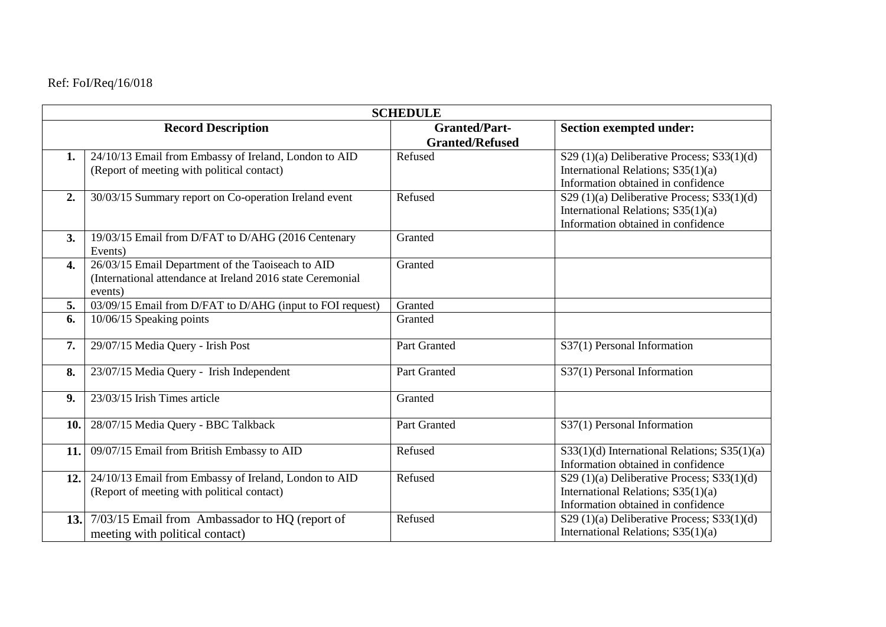Ref: FoI/Req/16/018

| SCHEDULE | | | |
|---|---|---|---|
| **Record Description** | | **Granted/Part-Granted/Refused** | **Section exempted under:** |
| **1.** | 24/10/13 Email from Embassy of Ireland, London to AID (Report of meeting with political contact) | Refused | S29 (1)(a) Deliberative Process; S33(1)(d) International Relations; S35(1)(a) Information obtained in confidence |
| **2.** | 30/03/15 Summary report on Co-operation Ireland event | Refused | S29 (1)(a) Deliberative Process; S33(1)(d) International Relations; S35(1)(a) Information obtained in confidence |
| **3.** | 19/03/15 Email from D/FAT to D/AHG (2016 Centenary Events) | Granted | |
| **4.** | 26/03/15 Email Department of the Taoiseach to AID (International attendance at Ireland 2016 state Ceremonial events) | Granted | |
| **5.** | 03/09/15 Email from D/FAT to D/AHG (input to FOI request) | Granted | |
| **6.** | 10/06/15 Speaking points | Granted | |
| **7.** | 29/07/15 Media Query - Irish Post | Part Granted | S37(1) Personal Information |
| **8.** | 23/07/15 Media Query - Irish Independent | Part Granted | S37(1) Personal Information |
| **9.** | 23/03/15 Irish Times article | Granted | |
| **10.** | 28/07/15 Media Query - BBC Talkback | Part Granted | S37(1) Personal Information |
| **11.** | 09/07/15 Email from British Embassy to AID | Refused | S33(1)(d) International Relations; S35(1)(a) Information obtained in confidence |
| **12.** | 24/10/13 Email from Embassy of Ireland, London to AID (Report of meeting with political contact) | Refused | S29 (1)(a) Deliberative Process; S33(1)(d) International Relations; S35(1)(a) Information obtained in confidence |
| **13.** | 7/03/15 Email from Ambassador to HQ (report of meeting with political contact) | Refused | S29 (1)(a) Deliberative Process; S33(1)(d) International Relations; S35(1)(a) |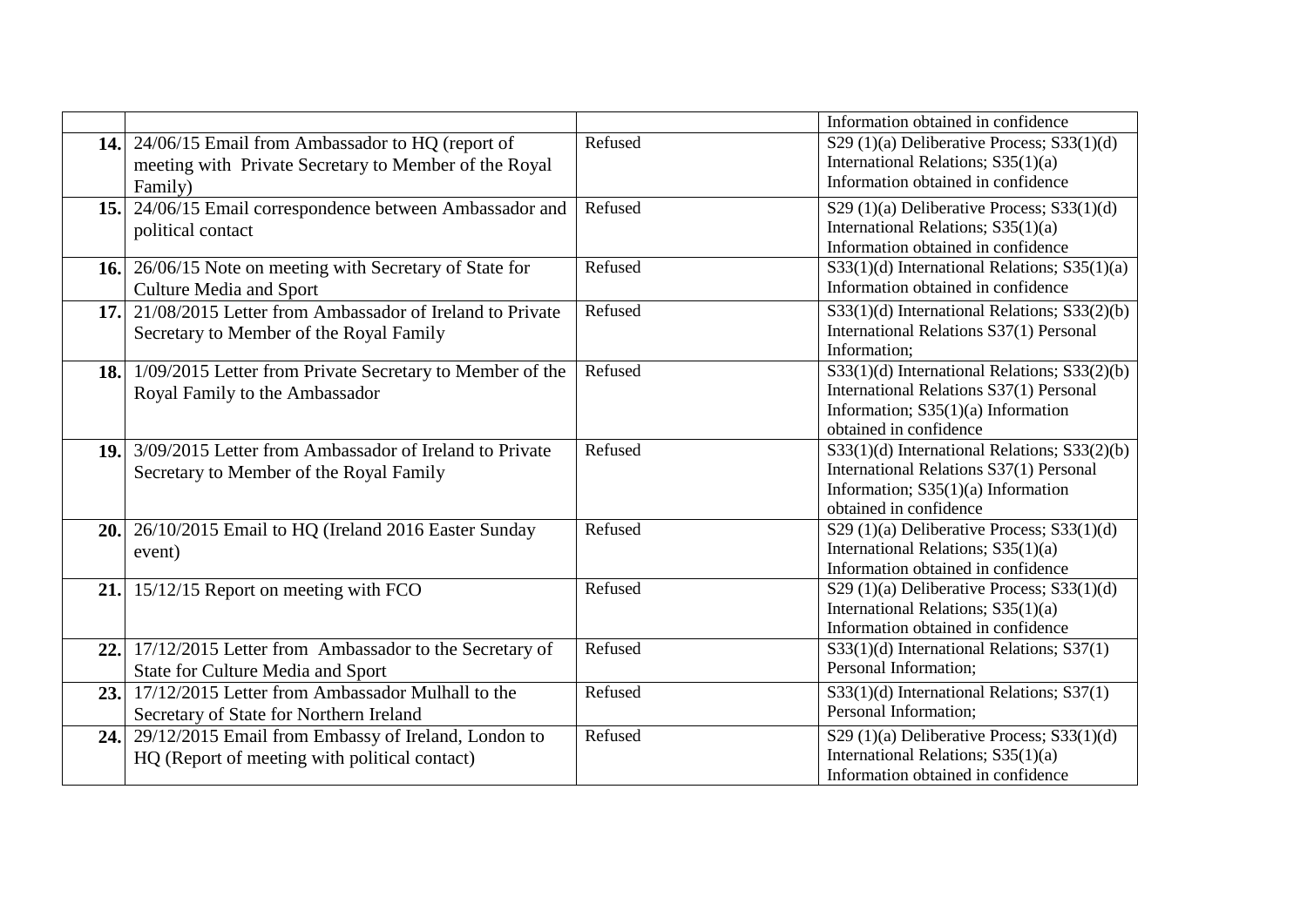| | | | |
|---|---|---|---|
| | | | Information obtained in confidence |
| **14.** | 24/06/15 Email from Ambassador to HQ (report of meeting with Private Secretary to Member of the Royal Family) | Refused | S29 (1)(a) Deliberative Process; S33(1)(d) International Relations; S35(1)(a) Information obtained in confidence |
| **15.** | 24/06/15 Email correspondence between Ambassador and political contact | Refused | S29 (1)(a) Deliberative Process; S33(1)(d) International Relations; S35(1)(a) Information obtained in confidence |
| **16.** | 26/06/15 Note on meeting with Secretary of State for Culture Media and Sport | Refused | S33(1)(d) International Relations; S35(1)(a) Information obtained in confidence |
| **17.** | 21/08/2015 Letter from Ambassador of Ireland to Private Secretary to Member of the Royal Family | Refused | S33(1)(d) International Relations; S33(2)(b) International Relations S37(1) Personal Information; |
| **18.** | 1/09/2015 Letter from Private Secretary to Member of the Royal Family to the Ambassador | Refused | S33(1)(d) International Relations; S33(2)(b) International Relations S37(1) Personal Information; S35(1)(a) Information obtained in confidence |
| **19.** | 3/09/2015 Letter from Ambassador of Ireland to Private Secretary to Member of the Royal Family | Refused | S33(1)(d) International Relations; S33(2)(b) International Relations S37(1) Personal Information; S35(1)(a) Information obtained in confidence |
| **20.** | 26/10/2015 Email to HQ (Ireland 2016 Easter Sunday event) | Refused | S29 (1)(a) Deliberative Process; S33(1)(d) International Relations; S35(1)(a) Information obtained in confidence |
| **21.** | 15/12/15 Report on meeting with FCO | Refused | S29 (1)(a) Deliberative Process; S33(1)(d) International Relations; S35(1)(a) Information obtained in confidence |
| **22.** | 17/12/2015 Letter from Ambassador to the Secretary of State for Culture Media and Sport | Refused | S33(1)(d) International Relations; S37(1) Personal Information; |
| **23.** | 17/12/2015 Letter from Ambassador Mulhall to the Secretary of State for Northern Ireland | Refused | S33(1)(d) International Relations; S37(1) Personal Information; |
| **24.** | 29/12/2015 Email from Embassy of Ireland, London to HQ (Report of meeting with political contact) | Refused | S29 (1)(a) Deliberative Process; S33(1)(d) International Relations; S35(1)(a) Information obtained in confidence |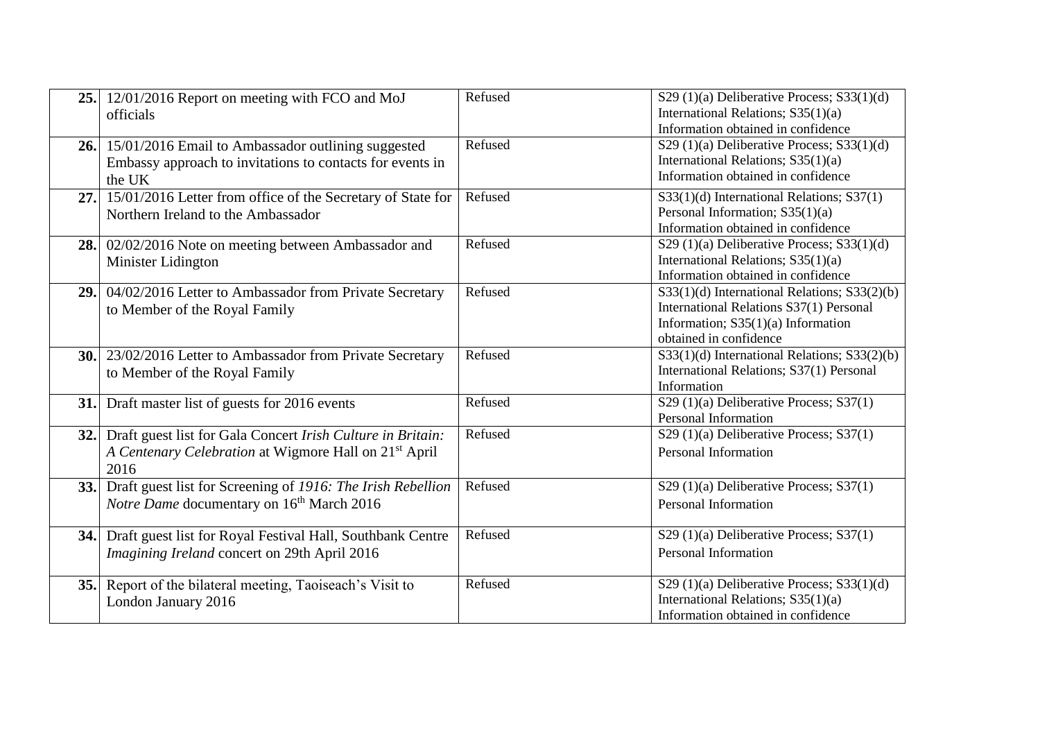| | | | |
|---|---|---|---|
| **25.** | 12/01/2016 Report on meeting with FCO and MoJ officials | Refused | S29 (1)(a) Deliberative Process; S33(1)(d) International Relations; S35(1)(a) Information obtained in confidence |
| **26.** | 15/01/2016 Email to Ambassador outlining suggested Embassy approach to invitations to contacts for events in the UK | Refused | S29 (1)(a) Deliberative Process; S33(1)(d) International Relations; S35(1)(a) Information obtained in confidence |
| **27.** | 15/01/2016 Letter from office of the Secretary of State for Northern Ireland to the Ambassador | Refused | S33(1)(d) International Relations; S37(1) Personal Information; S35(1)(a) Information obtained in confidence |
| **28.** | 02/02/2016 Note on meeting between Ambassador and Minister Lidington | Refused | S29 (1)(a) Deliberative Process; S33(1)(d) International Relations; S35(1)(a) Information obtained in confidence |
| **29.** | 04/02/2016 Letter to Ambassador from Private Secretary to Member of the Royal Family | Refused | S33(1)(d) International Relations; S33(2)(b) International Relations S37(1) Personal Information; S35(1)(a) Information obtained in confidence |
| **30.** | 23/02/2016 Letter to Ambassador from Private Secretary to Member of the Royal Family | Refused | S33(1)(d) International Relations; S33(2)(b) International Relations; S37(1) Personal Information |
| **31.** | Draft master list of guests for 2016 events | Refused | S29 (1)(a) Deliberative Process; S37(1) Personal Information |
| **32.** | Draft guest list for Gala Concert *Irish Culture in Britain: A Centenary Celebration* at Wigmore Hall on 21st April 2016 | Refused | S29 (1)(a) Deliberative Process; S37(1) Personal Information |
| **33.** | Draft guest list for Screening of *1916: The Irish Rebellion Notre Dame* documentary on 16th March 2016 | Refused | S29 (1)(a) Deliberative Process; S37(1) Personal Information |
| **34.** | Draft guest list for Royal Festival Hall, Southbank Centre *Imagining Ireland* concert on 29th April 2016 | Refused | S29 (1)(a) Deliberative Process; S37(1) Personal Information |
| **35.** | Report of the bilateral meeting, Taoiseach's Visit to London January 2016 | Refused | S29 (1)(a) Deliberative Process; S33(1)(d) International Relations; S35(1)(a) Information obtained in confidence |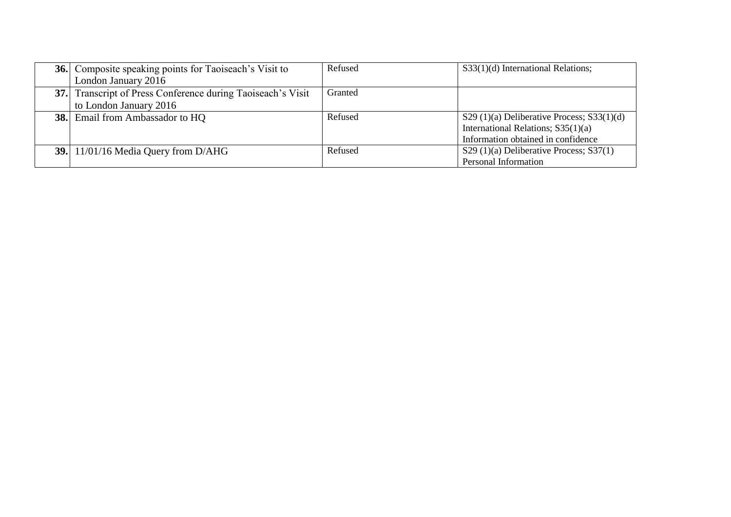| | | | |
|---|---|---|---|
| **36.** | Composite speaking points for Taoiseach's Visit to London January 2016 | Refused | S33(1)(d) International Relations; |
| **37.** | Transcript of Press Conference during Taoiseach's Visit to London January 2016 | Granted | |
| **38.** | Email from Ambassador to HQ | Refused | S29 (1)(a) Deliberative Process; S33(1)(d) International Relations; S35(1)(a) Information obtained in confidence |
| **39.** | 11/01/16 Media Query from D/AHG | Refused | S29 (1)(a) Deliberative Process; S37(1) Personal Information |